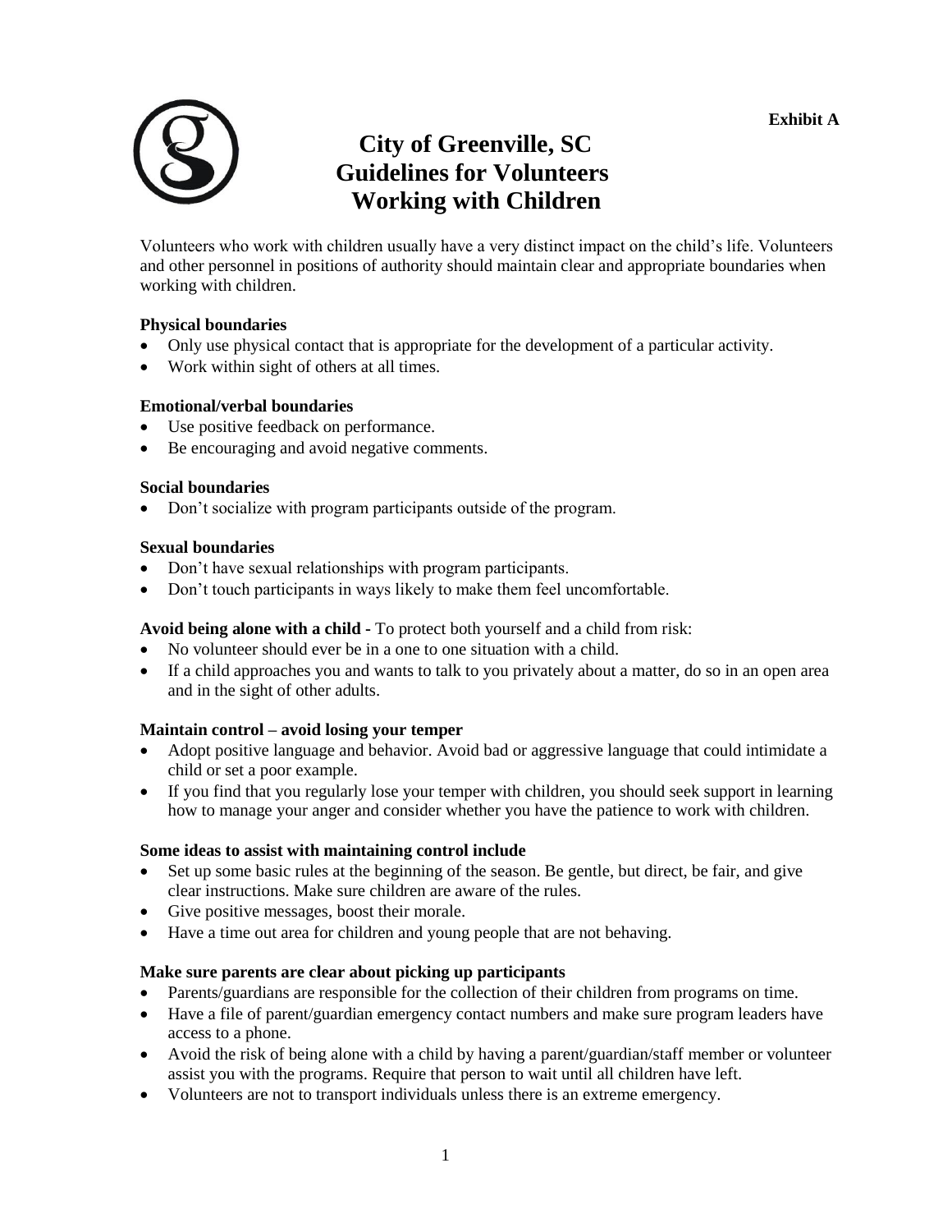**Exhibit A**

# City of Greenville, SC
# Guidelines for Volunteers Working with Children

Volunteers who work with children usually have a very distinct impact on the child's life. Volunteers and other personnel in positions of authority should maintain clear and appropriate boundaries when working with children.

**Physical boundaries**

- Only use physical contact that is appropriate for the development of a particular activity.
- Work within sight of others at all times.

**Emotional/verbal boundaries**

- Use positive feedback on performance.
- Be encouraging and avoid negative comments.

**Social boundaries**

- Don't socialize with program participants outside of the program.

**Sexual boundaries**

- Don't have sexual relationships with program participants.
- Don't touch participants in ways likely to make them feel uncomfortable.

**Avoid being alone with a child -** To protect both yourself and a child from risk:

- No volunteer should ever be in a one to one situation with a child.
- If a child approaches you and wants to talk to you privately about a matter, do so in an open area and in the sight of other adults.

**Maintain control – avoid losing your temper**

- Adopt positive language and behavior. Avoid bad or aggressive language that could intimidate a child or set a poor example.
- If you find that you regularly lose your temper with children, you should seek support in learning how to manage your anger and consider whether you have the patience to work with children.

**Some ideas to assist with maintaining control include**

- Set up some basic rules at the beginning of the season. Be gentle, but direct, be fair, and give clear instructions. Make sure children are aware of the rules.
- Give positive messages, boost their morale.
- Have a time out area for children and young people that are not behaving.

**Make sure parents are clear about picking up participants**

- Parents/guardians are responsible for the collection of their children from programs on time.
- Have a file of parent/guardian emergency contact numbers and make sure program leaders have access to a phone.
- Avoid the risk of being alone with a child by having a parent/guardian/staff member or volunteer assist you with the programs. Require that person to wait until all children have left.
- Volunteers are not to transport individuals unless there is an extreme emergency.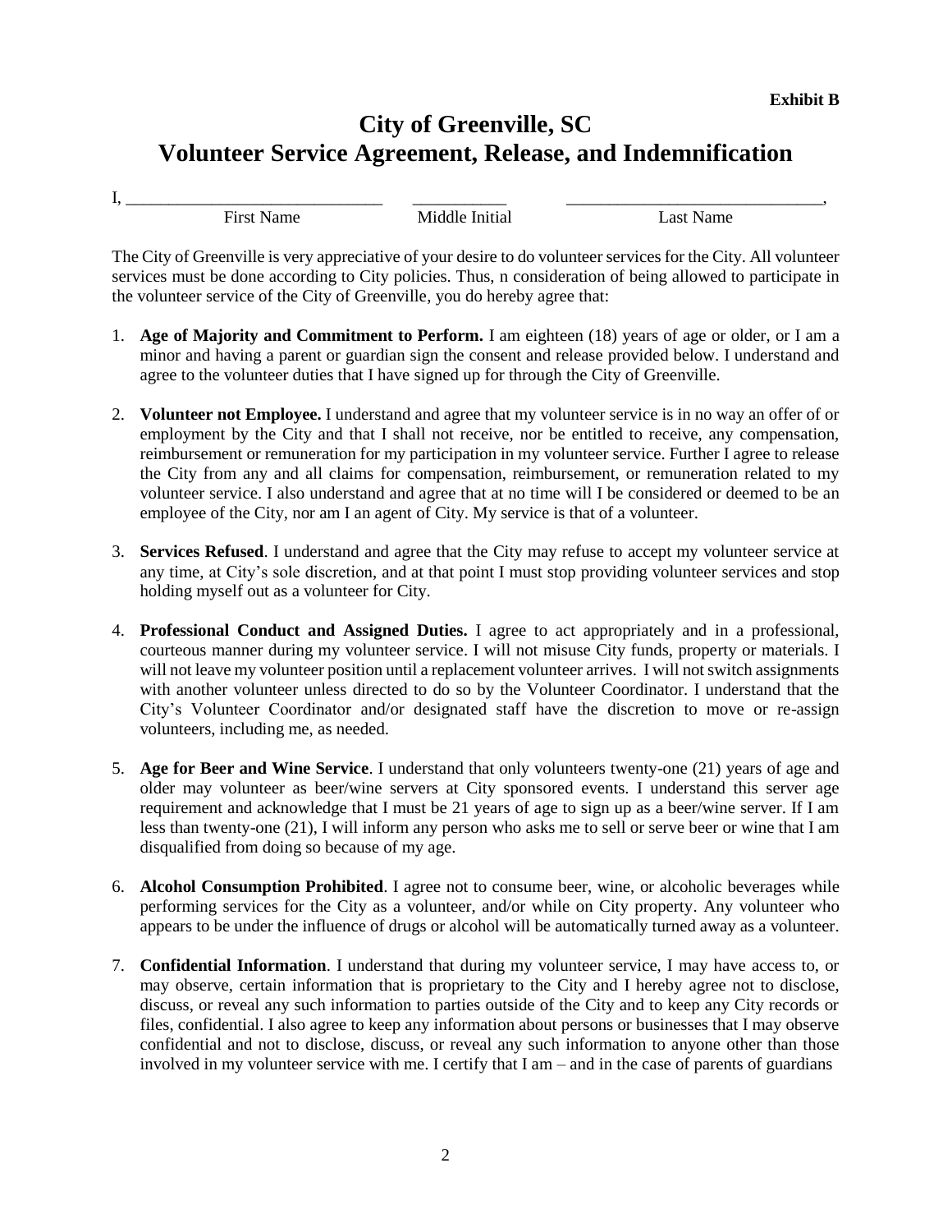**Exhibit B**

# City of Greenville, SC
# Volunteer Service Agreement, Release, and Indemnification

I, ______________________________ ___________ ______________________________,

First Name Middle Initial Last Name

The City of Greenville is very appreciative of your desire to do volunteer services for the City. All volunteer services must be done according to City policies. Thus, n consideration of being allowed to participate in the volunteer service of the City of Greenville, you do hereby agree that:

1. **Age of Majority and Commitment to Perform.** I am eighteen (18) years of age or older, or I am a minor and having a parent or guardian sign the consent and release provided below. I understand and agree to the volunteer duties that I have signed up for through the City of Greenville.

2. **Volunteer not Employee.** I understand and agree that my volunteer service is in no way an offer of or employment by the City and that I shall not receive, nor be entitled to receive, any compensation, reimbursement or remuneration for my participation in my volunteer service. Further I agree to release the City from any and all claims for compensation, reimbursement, or remuneration related to my volunteer service. I also understand and agree that at no time will I be considered or deemed to be an employee of the City, nor am I an agent of City. My service is that of a volunteer.

3. **Services Refused**. I understand and agree that the City may refuse to accept my volunteer service at any time, at City's sole discretion, and at that point I must stop providing volunteer services and stop holding myself out as a volunteer for City.

4. **Professional Conduct and Assigned Duties.** I agree to act appropriately and in a professional, courteous manner during my volunteer service. I will not misuse City funds, property or materials. I will not leave my volunteer position until a replacement volunteer arrives. I will not switch assignments with another volunteer unless directed to do so by the Volunteer Coordinator. I understand that the City's Volunteer Coordinator and/or designated staff have the discretion to move or re-assign volunteers, including me, as needed.

5. **Age for Beer and Wine Service**. I understand that only volunteers twenty-one (21) years of age and older may volunteer as beer/wine servers at City sponsored events. I understand this server age requirement and acknowledge that I must be 21 years of age to sign up as a beer/wine server. If I am less than twenty-one (21), I will inform any person who asks me to sell or serve beer or wine that I am disqualified from doing so because of my age.

6. **Alcohol Consumption Prohibited**. I agree not to consume beer, wine, or alcoholic beverages while performing services for the City as a volunteer, and/or while on City property. Any volunteer who appears to be under the influence of drugs or alcohol will be automatically turned away as a volunteer.

7. **Confidential Information**. I understand that during my volunteer service, I may have access to, or may observe, certain information that is proprietary to the City and I hereby agree not to disclose, discuss, or reveal any such information to parties outside of the City and to keep any City records or files, confidential. I also agree to keep any information about persons or businesses that I may observe confidential and not to disclose, discuss, or reveal any such information to anyone other than those involved in my volunteer service with me. I certify that I am – and in the case of parents of guardians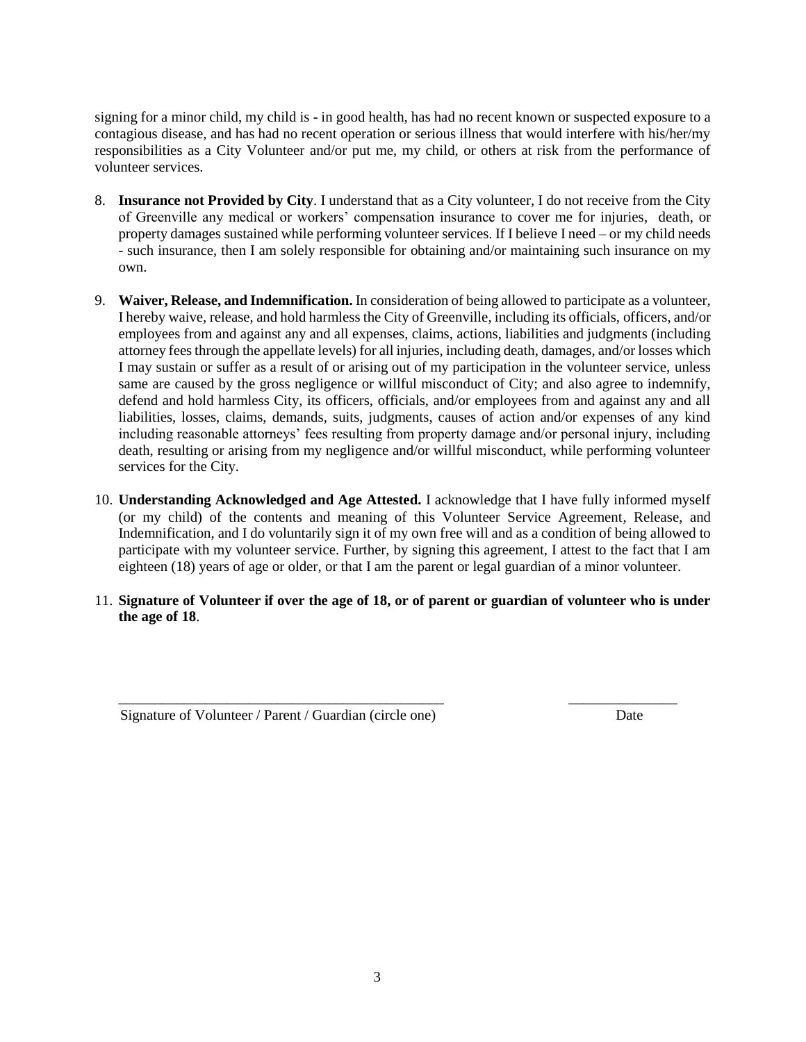signing for a minor child, my child is - in good health, has had no recent known or suspected exposure to a contagious disease, and has had no recent operation or serious illness that would interfere with his/her/my responsibilities as a City Volunteer and/or put me, my child, or others at risk from the performance of volunteer services.

8. **Insurance not Provided by City**. I understand that as a City volunteer, I do not receive from the City of Greenville any medical or workers' compensation insurance to cover me for injuries, death, or property damages sustained while performing volunteer services. If I believe I need – or my child needs - such insurance, then I am solely responsible for obtaining and/or maintaining such insurance on my own.

9. **Waiver, Release, and Indemnification.** In consideration of being allowed to participate as a volunteer, I hereby waive, release, and hold harmless the City of Greenville, including its officials, officers, and/or employees from and against any and all expenses, claims, actions, liabilities and judgments (including attorney fees through the appellate levels) for all injuries, including death, damages, and/or losses which I may sustain or suffer as a result of or arising out of my participation in the volunteer service, unless same are caused by the gross negligence or willful misconduct of City; and also agree to indemnify, defend and hold harmless City, its officers, officials, and/or employees from and against any and all liabilities, losses, claims, demands, suits, judgments, causes of action and/or expenses of any kind including reasonable attorneys' fees resulting from property damage and/or personal injury, including death, resulting or arising from my negligence and/or willful misconduct, while performing volunteer services for the City.

10. **Understanding Acknowledged and Age Attested.** I acknowledge that I have fully informed myself (or my child) of the contents and meaning of this Volunteer Service Agreement, Release, and Indemnification, and I do voluntarily sign it of my own free will and as a condition of being allowed to participate with my volunteer service. Further, by signing this agreement, I attest to the fact that I am eighteen (18) years of age or older, or that I am the parent or legal guardian of a minor volunteer.

11. **Signature of Volunteer if over the age of 18, or of parent or guardian of volunteer who is under the age of 18**.

_______________________________________________ _______________

Signature of Volunteer / Parent / Guardian (circle one) Date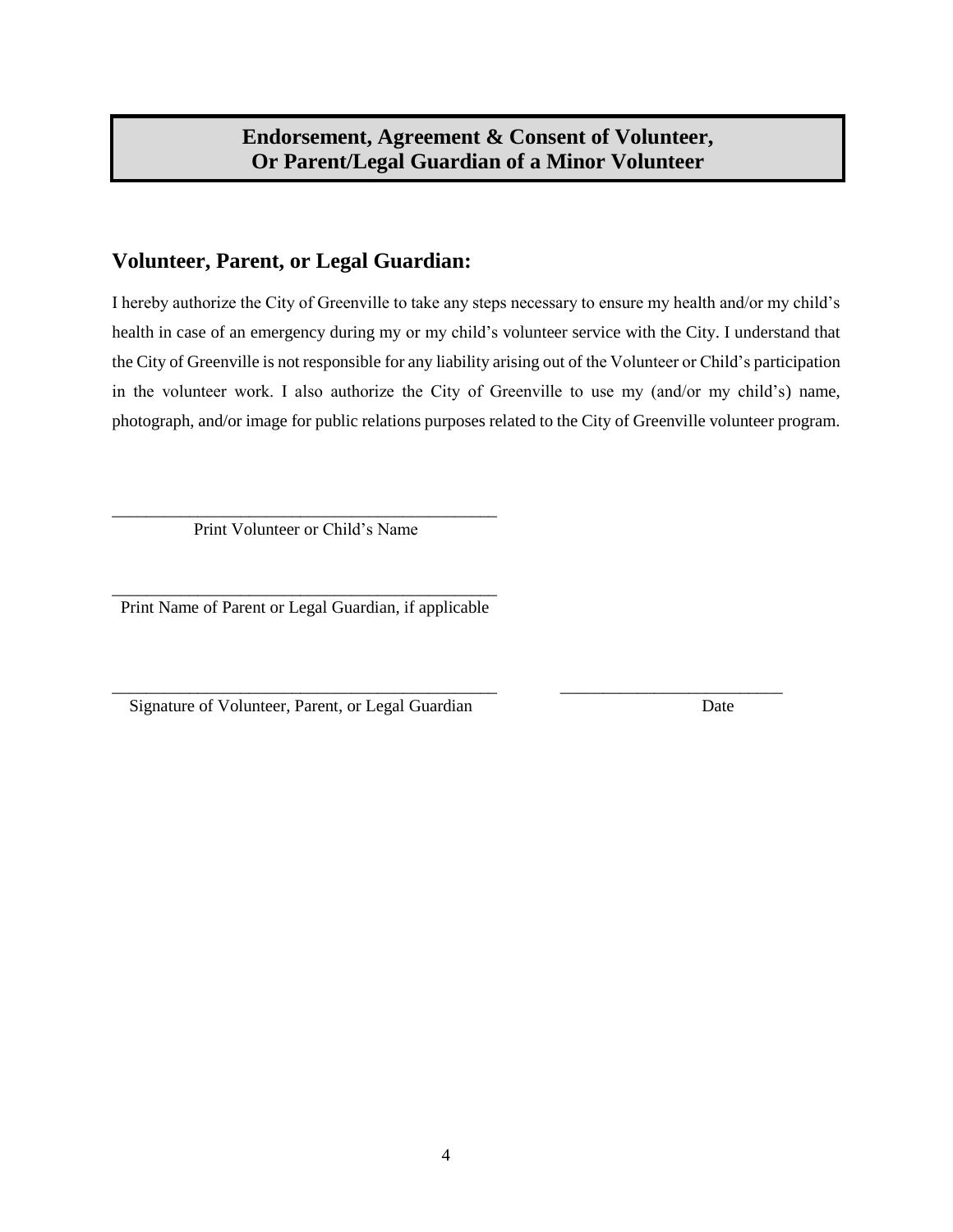## Endorsement, Agreement & Consent of Volunteer, Or Parent/Legal Guardian of a Minor Volunteer

### Volunteer, Parent, or Legal Guardian:

I hereby authorize the City of Greenville to take any steps necessary to ensure my health and/or my child's health in case of an emergency during my or my child's volunteer service with the City. I understand that the City of Greenville is not responsible for any liability arising out of the Volunteer or Child's participation in the volunteer work. I also authorize the City of Greenville to use my (and/or my child's) name, photograph, and/or image for public relations purposes related to the City of Greenville volunteer program.

______________________________________________
Print Volunteer or Child's Name

______________________________________________
Print Name of Parent or Legal Guardian, if applicable

______________________________________________ __________________________
Signature of Volunteer, Parent, or Legal Guardian Date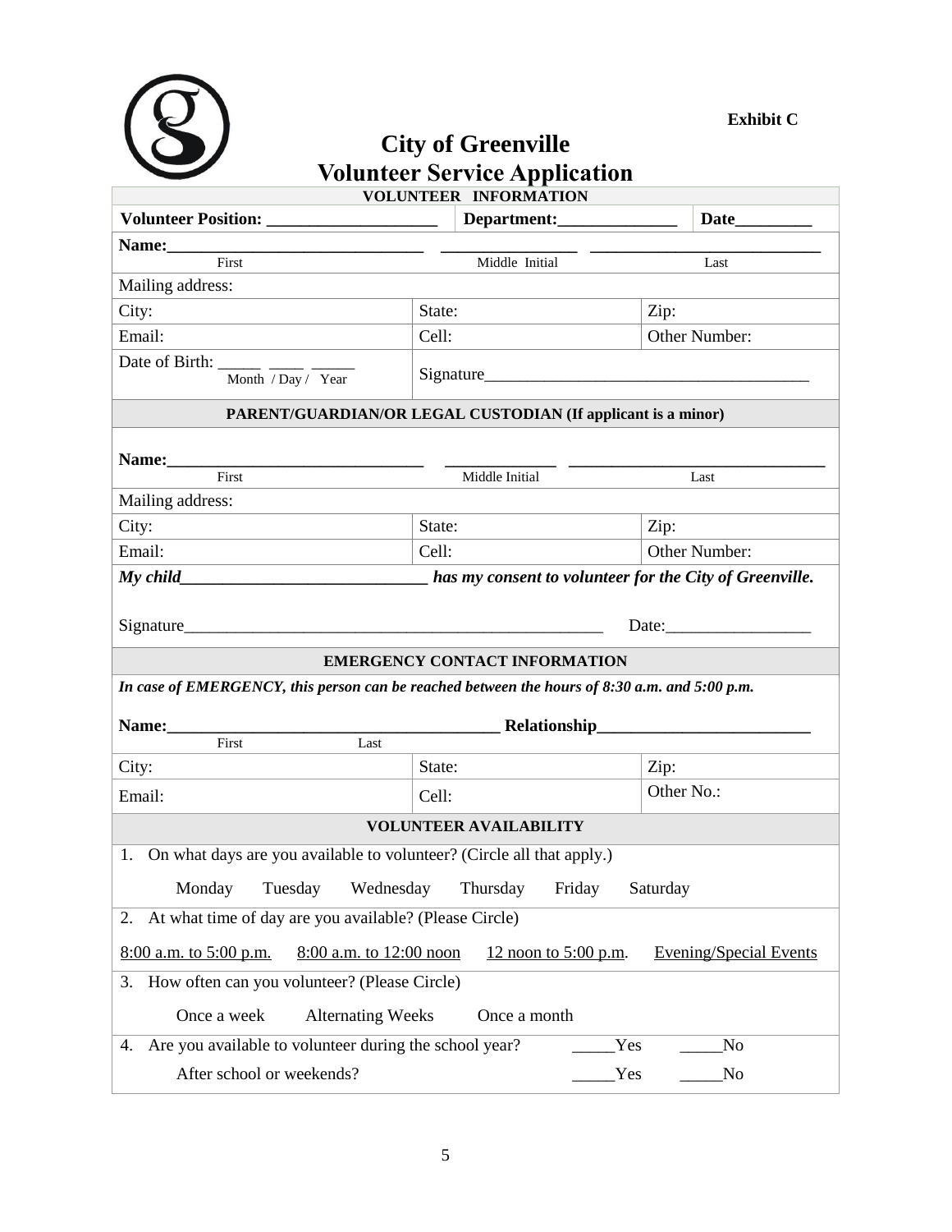**Exhibit C**

# City of Greenville
# Volunteer Service Application

| **VOLUNTEER INFORMATION** | | |
|---|---|---|
| **Volunteer Position:** ____________________ | **Department:**______________ | **Date**_________ |
| **Name:**_____________________________ (First) | _______________ (Middle Initial) | ___________________________ (Last) |
| Mailing address: | | |
| City: | State: | Zip: |
| Email: | Cell: | Other Number: |
| Date of Birth: _____ ____ _____ (Month / Day / Year) | Signature______________________________________ | |

| **PARENT/GUARDIAN/OR LEGAL CUSTODIAN (If applicant is a minor)** | | |
|---|---|---|
| **Name:**_____________________________ (First) | _____________ (Middle Initial) | ______________________________ (Last) |
| Mailing address: | | |
| City: | State: | Zip: |
| Email: | Cell: | Other Number: |

***My child*_____________________________ *has my consent to volunteer for the City of Greenville.***

Signature__________________________________________________ Date:_________________

| **EMERGENCY CONTACT INFORMATION** | | |
|---|---|---|
| ***In case of EMERGENCY, this person can be reached between the hours of 8:30 a.m. and 5:00 p.m.*** | | |
| **Name:**______________________________________ (First Last) | **Relationship**_________________________ | |
| City: | State: | Zip: |
| Email: | Cell: | Other No.: |

**VOLUNTEER AVAILABILITY**

1. On what days are you available to volunteer? (Circle all that apply.)

   Monday   Tuesday   Wednesday   Thursday   Friday   Saturday

2. At what time of day are you available? (Please Circle)

   8:00 a.m. to 5:00 p.m.   8:00 a.m. to 12:00 noon   12 noon to 5:00 p.m.   Evening/Special Events

3. How often can you volunteer? (Please Circle)

   Once a week   Alternating Weeks   Once a month

4. Are you available to volunteer during the school year? _____Yes _____No

   After school or weekends? _____Yes _____No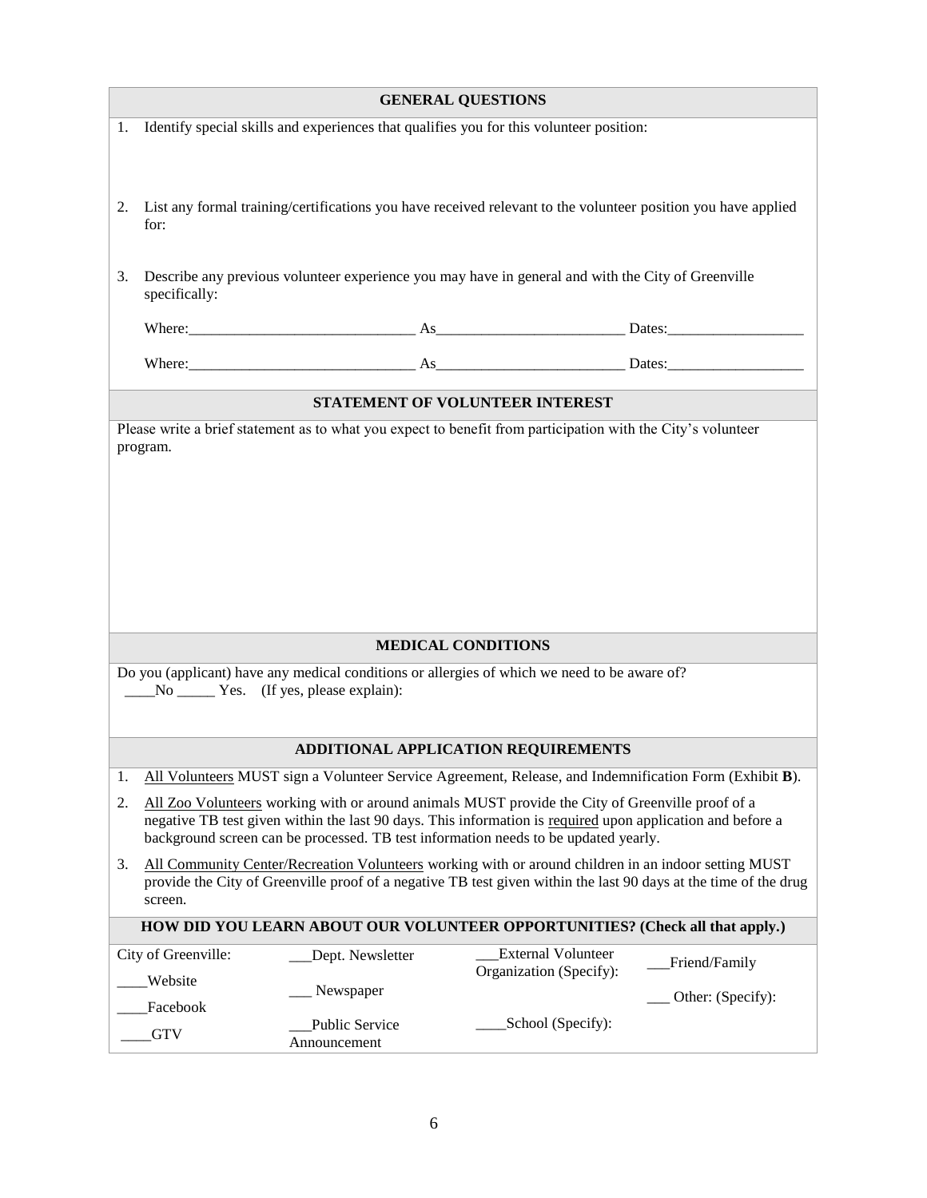## GENERAL QUESTIONS

1. Identify special skills and experiences that qualifies you for this volunteer position:

2. List any formal training/certifications you have received relevant to the volunteer position you have applied for:

3. Describe any previous volunteer experience you may have in general and with the City of Greenville specifically:

   Where:______________________________ As_________________________ Dates:__________________

   Where:______________________________ As_________________________ Dates:__________________

## STATEMENT OF VOLUNTEER INTEREST

Please write a brief statement as to what you expect to benefit from participation with the City's volunteer program.

## MEDICAL CONDITIONS

Do you (applicant) have any medical conditions or allergies of which we need to be aware of?
____No _____ Yes. (If yes, please explain):

## ADDITIONAL APPLICATION REQUIREMENTS

1. All Volunteers MUST sign a Volunteer Service Agreement, Release, and Indemnification Form (Exhibit **B**).
2. All Zoo Volunteers working with or around animals MUST provide the City of Greenville proof of a negative TB test given within the last 90 days. This information is required upon application and before a background screen can be processed. TB test information needs to be updated yearly.
3. All Community Center/Recreation Volunteers working with or around children in an indoor setting MUST provide the City of Greenville proof of a negative TB test given within the last 90 days at the time of the drug screen.

## HOW DID YOU LEARN ABOUT OUR VOLUNTEER OPPORTUNITIES? (Check all that apply.)

| | | | |
|---|---|---|---|
| City of Greenville: | ___Dept. Newsletter | ___External Volunteer Organization (Specify): | ___Friend/Family |
| ____Website | ___ Newspaper | | ___ Other: (Specify): |
| ____Facebook | | | |
| ____GTV | ___Public Service Announcement | ____School (Specify): | |